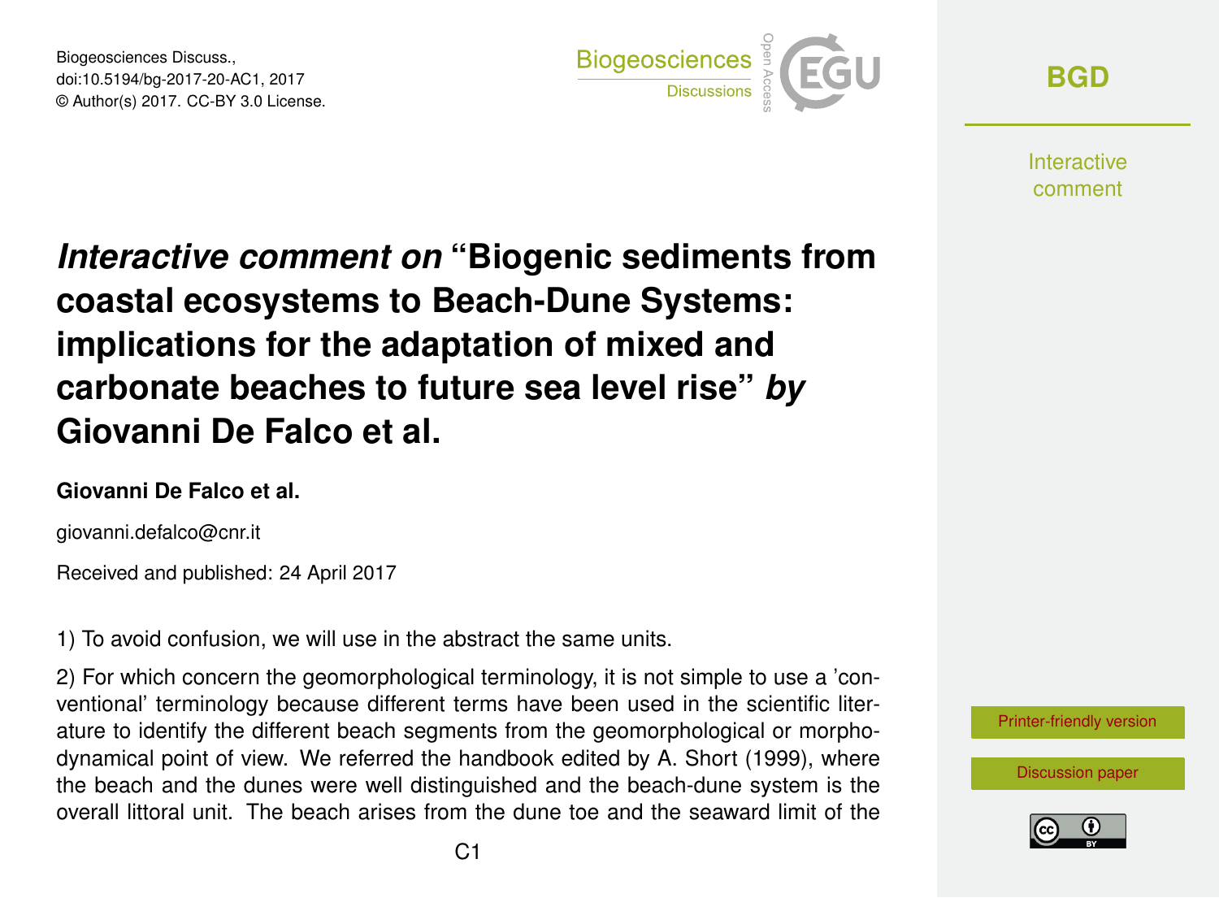# *Interactive comment on* "Biogenic sediments from coastal ecosystems to Beach-Dune Systems: implications for the adaptation of mixed and carbonate beaches to future sea level rise" *by* Giovanni De Falco et al.

**Giovanni De Falco et al.**

giovanni.defalco@cnr.it

Received and published: 24 April 2017

1) To avoid confusion, we will use in the abstract the same units.

2) For which concern the geomorphological terminology, it is not simple to use a 'conventional' terminology because different terms have been used in the scientific literature to identify the different beach segments from the geomorphological or morphodynamical point of view. We referred the handbook edited by A. Short (1999), where the beach and the dunes were well distinguished and the beach-dune system is the overall littoral unit. The beach arises from the dune toe and the seaward limit of the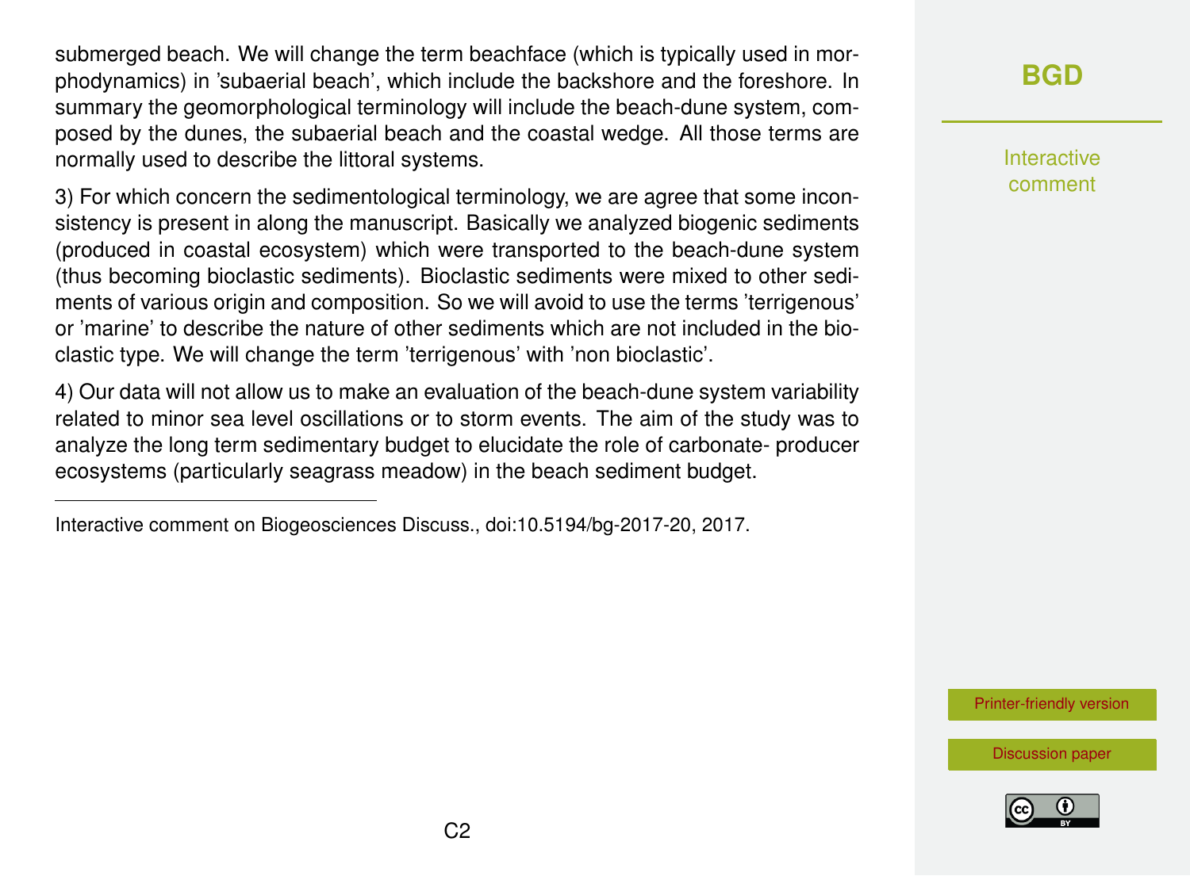submerged beach. We will change the term beachface (which is typically used in morphodynamics) in 'subaerial beach', which include the backshore and the foreshore. In summary the geomorphological terminology will include the beach-dune system, composed by the dunes, the subaerial beach and the coastal wedge. All those terms are normally used to describe the littoral systems.

3) For which concern the sedimentological terminology, we are agree that some inconsistency is present in along the manuscript. Basically we analyzed biogenic sediments (produced in coastal ecosystem) which were transported to the beach-dune system (thus becoming bioclastic sediments). Bioclastic sediments were mixed to other sediments of various origin and composition. So we will avoid to use the terms 'terrigenous' or 'marine' to describe the nature of other sediments which are not included in the bioclastic type. We will change the term 'terrigenous' with 'non bioclastic'.

4) Our data will not allow us to make an evaluation of the beach-dune system variability related to minor sea level oscillations or to storm events. The aim of the study was to analyze the long term sedimentary budget to elucidate the role of carbonate- producer ecosystems (particularly seagrass meadow) in the beach sediment budget.

---

Interactive comment on Biogeosciences Discuss., doi:10.5194/bg-2017-20, 2017.